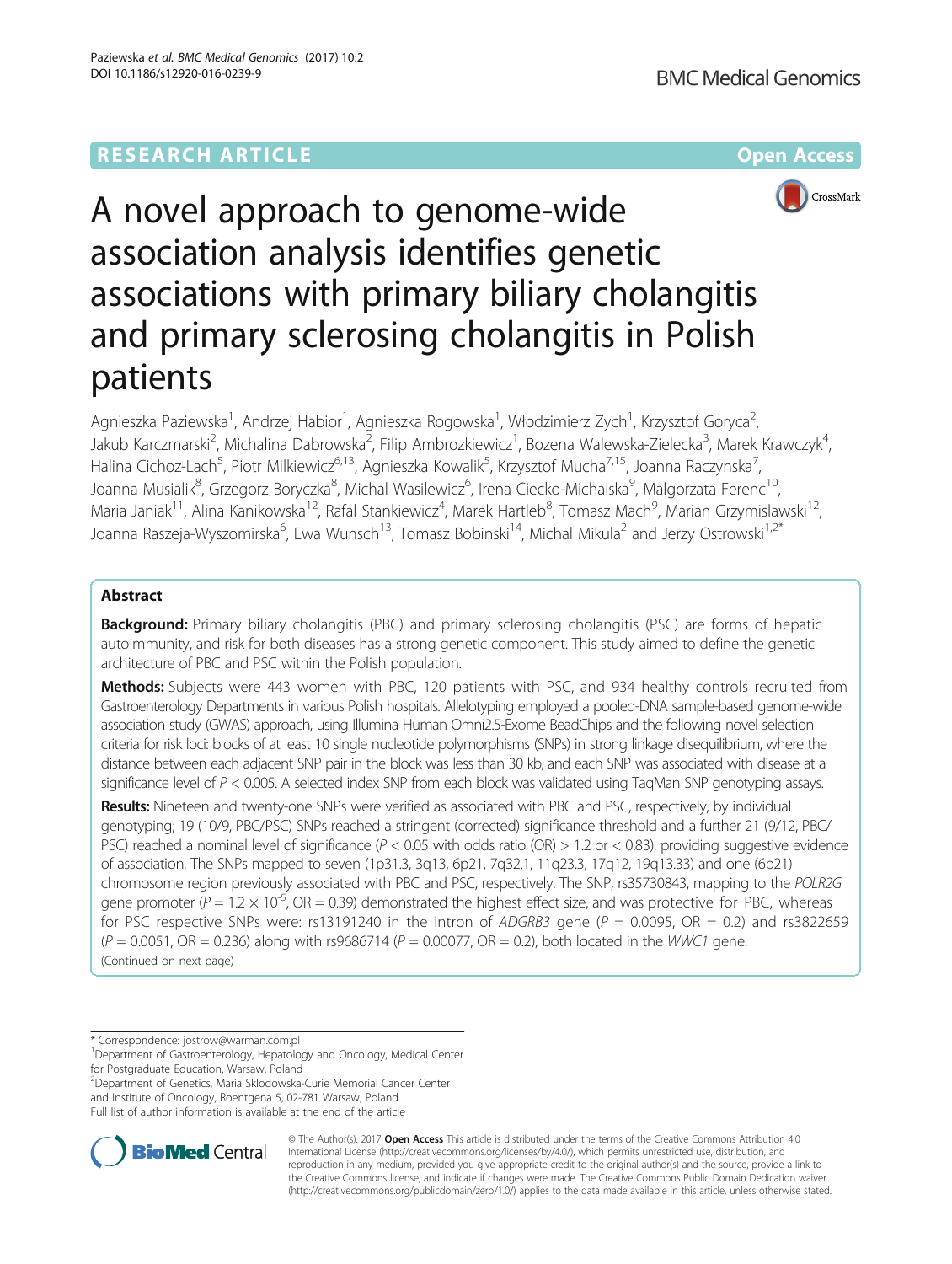RESEARCH ARTICLE

Open Access

# A novel approach to genome-wide association analysis identifies genetic associations with primary biliary cholangitis and primary sclerosing cholangitis in Polish patients

Agnieszka Paziewska[1], Andrzej Habior[1], Agnieszka Rogowska[1], Włodzimierz Zych[1], Krzysztof Goryca[2], Jakub Karczmarski[2], Michalina Dabrowska[2], Filip Ambrozkiewicz[1], Bozena Walewska-Zielecka[3], Marek Krawczyk[4], Halina Cichoz-Lach[5], Piotr Milkiewicz[6,13], Agnieszka Kowalik[5], Krzysztof Mucha[7,15], Joanna Raczynska[7], Joanna Musialik[8], Grzegorz Boryczka[8], Michal Wasilewicz[6], Irena Ciecko-Michalska[9], Malgorzata Ferenc[10], Maria Janiak[11], Alina Kanikowska[12], Rafal Stankiewicz[4], Marek Hartleb[8], Tomasz Mach[9], Marian Grzymislawski[12], Joanna Raszeja-Wyszomirska[6], Ewa Wunsch[13], Tomasz Bobinski[14], Michal Mikula[2] and Jerzy Ostrowski[1,2*]

## Abstract

**Background:** Primary biliary cholangitis (PBC) and primary sclerosing cholangitis (PSC) are forms of hepatic autoimmunity, and risk for both diseases has a strong genetic component. This study aimed to define the genetic architecture of PBC and PSC within the Polish population.

**Methods:** Subjects were 443 women with PBC, 120 patients with PSC, and 934 healthy controls recruited from Gastroenterology Departments in various Polish hospitals. Allelotyping employed a pooled-DNA sample-based genome-wide association study (GWAS) approach, using Illumina Human Omni2.5-Exome BeadChips and the following novel selection criteria for risk loci: blocks of at least 10 single nucleotide polymorphisms (SNPs) in strong linkage disequilibrium, where the distance between each adjacent SNP pair in the block was less than 30 kb, and each SNP was associated with disease at a significance level of $P < 0.005$. A selected index SNP from each block was validated using TaqMan SNP genotyping assays.

**Results:** Nineteen and twenty-one SNPs were verified as associated with PBC and PSC, respectively, by individual genotyping; 19 (10/9, PBC/PSC) SNPs reached a stringent (corrected) significance threshold and a further 21 (9/12, PBC/PSC) reached a nominal level of significance ($P < 0.05$ with odds ratio (OR) > 1.2 or < 0.83), providing suggestive evidence of association. The SNPs mapped to seven (1p31.3, 3q13, 6p21, 7q32.1, 11q23.3, 17q12, 19q13.33) and one (6p21) chromosome region previously associated with PBC and PSC, respectively. The SNP, rs35730843, mapping to the *POLR2G* gene promoter ($P = 1.2 \times 10^{-5}$, OR = 0.39) demonstrated the highest effect size, and was protective for PBC, whereas for PSC respective SNPs were: rs13191240 in the intron of *ADGRB3* gene ($P = 0.0095$, OR = 0.2) and rs3822659 ($P = 0.0051$, OR = 0.236) along with rs9686714 ($P = 0.00077$, OR = 0.2), both located in the *WWC1* gene.

(Continued on next page)

* Correspondence: jostrow@warman.com.pl

[1]Department of Gastroenterology, Hepatology and Oncology, Medical Center for Postgraduate Education, Warsaw, Poland

[2]Department of Genetics, Maria Sklodowska-Curie Memorial Cancer Center and Institute of Oncology, Roentgena 5, 02-781 Warsaw, Poland

Full list of author information is available at the end of the article

© The Author(s). 2017 **Open Access** This article is distributed under the terms of the Creative Commons Attribution 4.0 International License (http://creativecommons.org/licenses/by/4.0/), which permits unrestricted use, distribution, and reproduction in any medium, provided you give appropriate credit to the original author(s) and the source, provide a link to the Creative Commons license, and indicate if changes were made. The Creative Commons Public Domain Dedication waiver (http://creativecommons.org/publicdomain/zero/1.0/) applies to the data made available in this article, unless otherwise stated.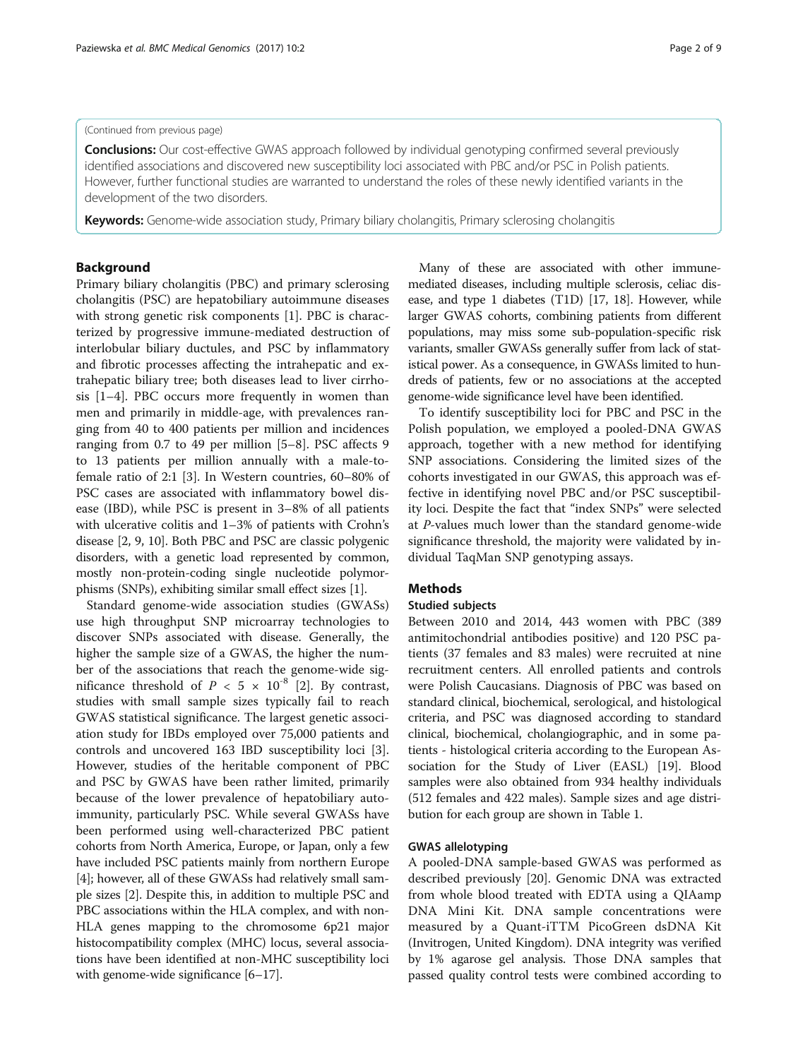(Continued from previous page)

**Conclusions:** Our cost-effective GWAS approach followed by individual genotyping confirmed several previously identified associations and discovered new susceptibility loci associated with PBC and/or PSC in Polish patients. However, further functional studies are warranted to understand the roles of these newly identified variants in the development of the two disorders.

**Keywords:** Genome-wide association study, Primary biliary cholangitis, Primary sclerosing cholangitis

## Background

Primary biliary cholangitis (PBC) and primary sclerosing cholangitis (PSC) are hepatobiliary autoimmune diseases with strong genetic risk components [1]. PBC is characterized by progressive immune-mediated destruction of interlobular biliary ductules, and PSC by inflammatory and fibrotic processes affecting the intrahepatic and extrahepatic biliary tree; both diseases lead to liver cirrhosis [1–4]. PBC occurs more frequently in women than men and primarily in middle-age, with prevalences ranging from 40 to 400 patients per million and incidences ranging from 0.7 to 49 per million [5–8]. PSC affects 9 to 13 patients per million annually with a male-to-female ratio of 2:1 [3]. In Western countries, 60–80% of PSC cases are associated with inflammatory bowel disease (IBD), while PSC is present in 3–8% of all patients with ulcerative colitis and 1–3% of patients with Crohn's disease [2, 9, 10]. Both PBC and PSC are classic polygenic disorders, with a genetic load represented by common, mostly non-protein-coding single nucleotide polymorphisms (SNPs), exhibiting similar small effect sizes [1].

Standard genome-wide association studies (GWASs) use high throughput SNP microarray technologies to discover SNPs associated with disease. Generally, the higher the sample size of a GWAS, the higher the number of the associations that reach the genome-wide significance threshold of $P < 5 \times 10^{-8}$ [2]. By contrast, studies with small sample sizes typically fail to reach GWAS statistical significance. The largest genetic association study for IBDs employed over 75,000 patients and controls and uncovered 163 IBD susceptibility loci [3]. However, studies of the heritable component of PBC and PSC by GWAS have been rather limited, primarily because of the lower prevalence of hepatobiliary autoimmunity, particularly PSC. While several GWASs have been performed using well-characterized PBC patient cohorts from North America, Europe, or Japan, only a few have included PSC patients mainly from northern Europe [4]; however, all of these GWASs had relatively small sample sizes [2]. Despite this, in addition to multiple PSC and PBC associations within the HLA complex, and with non-HLA genes mapping to the chromosome 6p21 major histocompatibility complex (MHC) locus, several associations have been identified at non-MHC susceptibility loci with genome-wide significance [6–17].

Many of these are associated with other immune-mediated diseases, including multiple sclerosis, celiac disease, and type 1 diabetes (T1D) [17, 18]. However, while larger GWAS cohorts, combining patients from different populations, may miss some sub-population-specific risk variants, smaller GWASs generally suffer from lack of statistical power. As a consequence, in GWASs limited to hundreds of patients, few or no associations at the accepted genome-wide significance level have been identified.

To identify susceptibility loci for PBC and PSC in the Polish population, we employed a pooled-DNA GWAS approach, together with a new method for identifying SNP associations. Considering the limited sizes of the cohorts investigated in our GWAS, this approach was effective in identifying novel PBC and/or PSC susceptibility loci. Despite the fact that "index SNPs" were selected at *P*-values much lower than the standard genome-wide significance threshold, the majority were validated by individual TaqMan SNP genotyping assays.

## Methods

### Studied subjects

Between 2010 and 2014, 443 women with PBC (389 antimitochondrial antibodies positive) and 120 PSC patients (37 females and 83 males) were recruited at nine recruitment centers. All enrolled patients and controls were Polish Caucasians. Diagnosis of PBC was based on standard clinical, biochemical, serological, and histological criteria, and PSC was diagnosed according to standard clinical, biochemical, cholangiographic, and in some patients - histological criteria according to the European Association for the Study of Liver (EASL) [19]. Blood samples were also obtained from 934 healthy individuals (512 females and 422 males). Sample sizes and age distribution for each group are shown in Table 1.

### GWAS allelotyping

A pooled-DNA sample-based GWAS was performed as described previously [20]. Genomic DNA was extracted from whole blood treated with EDTA using a QIAamp DNA Mini Kit. DNA sample concentrations were measured by a Quant-iTTM PicoGreen dsDNA Kit (Invitrogen, United Kingdom). DNA integrity was verified by 1% agarose gel analysis. Those DNA samples that passed quality control tests were combined according to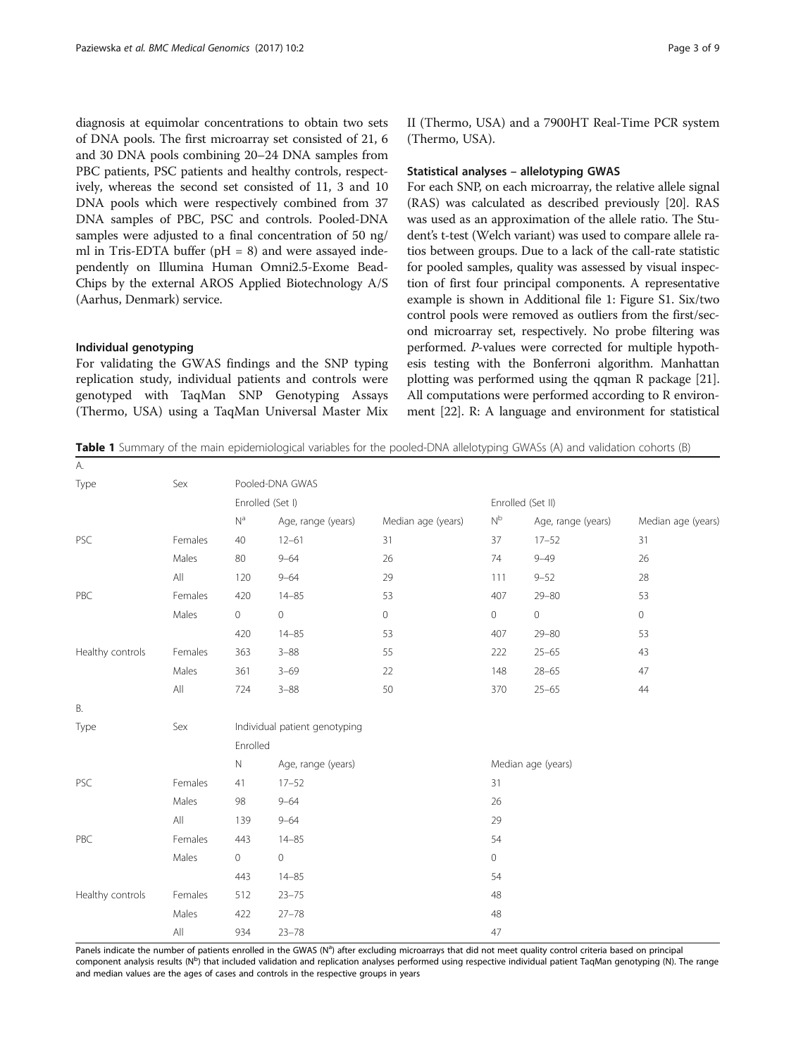diagnosis at equimolar concentrations to obtain two sets of DNA pools. The first microarray set consisted of 21, 6 and 30 DNA pools combining 20–24 DNA samples from PBC patients, PSC patients and healthy controls, respectively, whereas the second set consisted of 11, 3 and 10 DNA pools which were respectively combined from 37 DNA samples of PBC, PSC and controls. Pooled-DNA samples were adjusted to a final concentration of 50 ng/ml in Tris-EDTA buffer (pH = 8) and were assayed independently on Illumina Human Omni2.5-Exome Bead-Chips by the external AROS Applied Biotechnology A/S (Aarhus, Denmark) service.

### Individual genotyping

For validating the GWAS findings and the SNP typing replication study, individual patients and controls were genotyped with TaqMan SNP Genotyping Assays (Thermo, USA) using a TaqMan Universal Master Mix II (Thermo, USA) and a 7900HT Real-Time PCR system (Thermo, USA).

### Statistical analyses – allelotyping GWAS

For each SNP, on each microarray, the relative allele signal (RAS) was calculated as described previously [20]. RAS was used as an approximation of the allele ratio. The Student's t-test (Welch variant) was used to compare allele ratios between groups. Due to a lack of the call-rate statistic for pooled samples, quality was assessed by visual inspection of first four principal components. A representative example is shown in Additional file 1: Figure S1. Six/two control pools were removed as outliers from the first/second microarray set, respectively. No probe filtering was performed. *P*-values were corrected for multiple hypothesis testing with the Bonferroni algorithm. Manhattan plotting was performed using the qqman R package [21]. All computations were performed according to R environment [22]. R: A language and environment for statistical

**Table 1** Summary of the main epidemiological variables for the pooled-DNA allelotyping GWASs (A) and validation cohorts (B)

| A. | | | | | | | |
|---|---|---|---|---|---|---|---|
| Type | Sex | Pooled-DNA GWAS | | | | | |
| | | Enrolled (Set I) | | | Enrolled (Set II) | | |
| | | N[a] | Age, range (years) | Median age (years) | N[b] | Age, range (years) | Median age (years) |
| PSC | Females | 40 | 12–61 | 31 | 37 | 17–52 | 31 |
| | Males | 80 | 9–64 | 26 | 74 | 9–49 | 26 |
| | All | 120 | 9–64 | 29 | 111 | 9–52 | 28 |
| PBC | Females | 420 | 14–85 | 53 | 407 | 29–80 | 53 |
| | Males | 0 | 0 | 0 | 0 | 0 | 0 |
| | | 420 | 14–85 | 53 | 407 | 29–80 | 53 |
| Healthy controls | Females | 363 | 3–88 | 55 | 222 | 25–65 | 43 |
| | Males | 361 | 3–69 | 22 | 148 | 28–65 | 47 |
| | All | 724 | 3–88 | 50 | 370 | 25–65 | 44 |

| B. | | | | |
|---|---|---|---|---|
| Type | Sex | Individual patient genotyping | | |
| | | Enrolled | | |
| | | N | Age, range (years) | Median age (years) |
| PSC | Females | 41 | 17–52 | 31 |
| | Males | 98 | 9–64 | 26 |
| | All | 139 | 9–64 | 29 |
| PBC | Females | 443 | 14–85 | 54 |
| | Males | 0 | 0 | 0 |
| | | 443 | 14–85 | 54 |
| Healthy controls | Females | 512 | 23–75 | 48 |
| | Males | 422 | 27–78 | 48 |
| | All | 934 | 23–78 | 47 |

Panels indicate the number of patients enrolled in the GWAS (N[a]) after excluding microarrays that did not meet quality control criteria based on principal component analysis results (N[b]) that included validation and replication analyses performed using respective individual patient TaqMan genotyping (N). The range and median values are the ages of cases and controls in the respective groups in years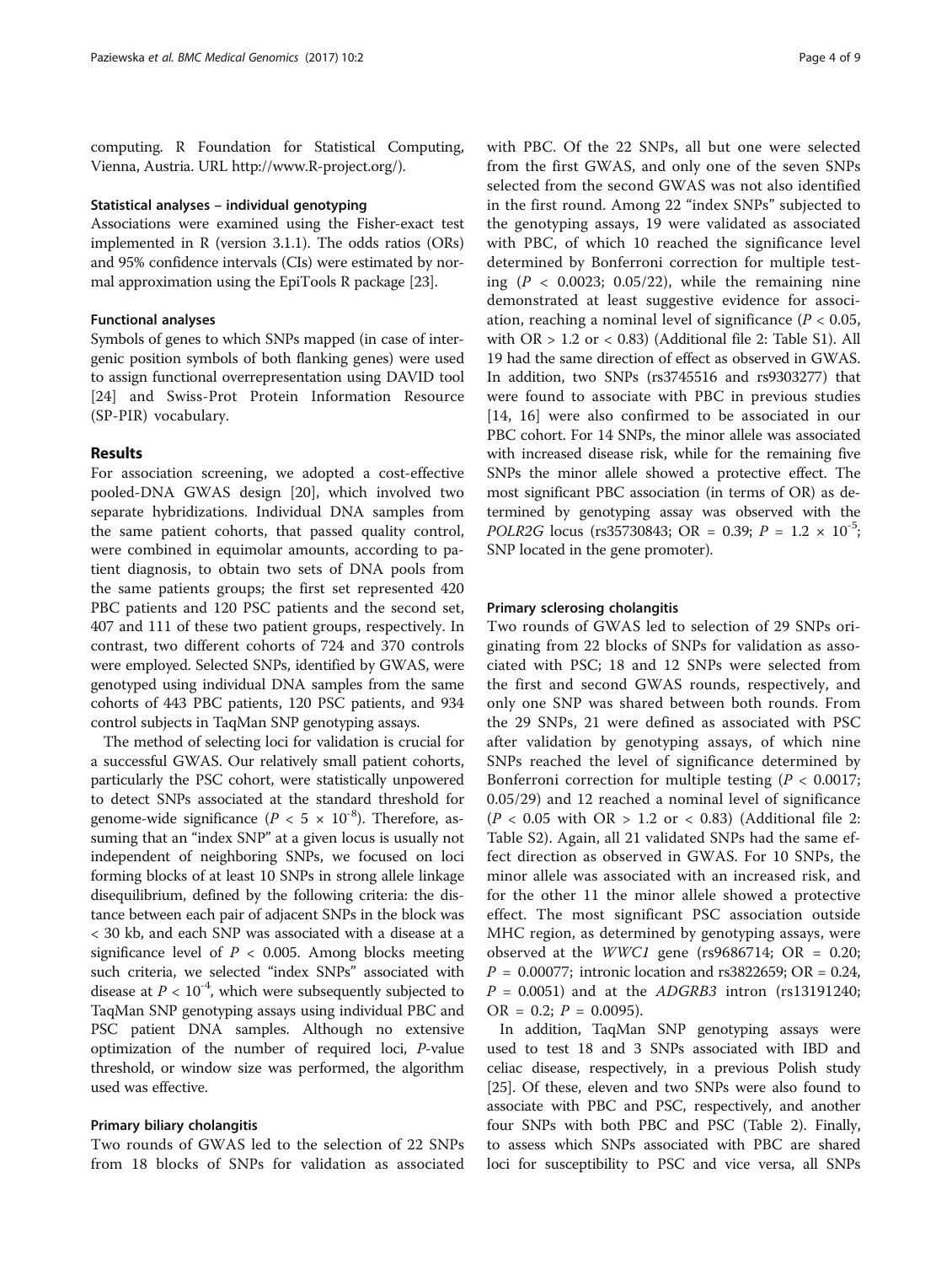computing. R Foundation for Statistical Computing, Vienna, Austria. URL http://www.R-project.org/).

#### Statistical analyses – individual genotyping

Associations were examined using the Fisher-exact test implemented in R (version 3.1.1). The odds ratios (ORs) and 95% confidence intervals (CIs) were estimated by normal approximation using the EpiTools R package [23].

#### Functional analyses

Symbols of genes to which SNPs mapped (in case of intergenic position symbols of both flanking genes) were used to assign functional overrepresentation using DAVID tool [24] and Swiss-Prot Protein Information Resource (SP-PIR) vocabulary.

## Results

For association screening, we adopted a cost-effective pooled-DNA GWAS design [20], which involved two separate hybridizations. Individual DNA samples from the same patient cohorts, that passed quality control, were combined in equimolar amounts, according to patient diagnosis, to obtain two sets of DNA pools from the same patients groups; the first set represented 420 PBC patients and 120 PSC patients and the second set, 407 and 111 of these two patient groups, respectively. In contrast, two different cohorts of 724 and 370 controls were employed. Selected SNPs, identified by GWAS, were genotyped using individual DNA samples from the same cohorts of 443 PBC patients, 120 PSC patients, and 934 control subjects in TaqMan SNP genotyping assays.

The method of selecting loci for validation is crucial for a successful GWAS. Our relatively small patient cohorts, particularly the PSC cohort, were statistically unpowered to detect SNPs associated at the standard threshold for genome-wide significance ($P < 5 \times 10^{-8}$). Therefore, assuming that an "index SNP" at a given locus is usually not independent of neighboring SNPs, we focused on loci forming blocks of at least 10 SNPs in strong allele linkage disequilibrium, defined by the following criteria: the distance between each pair of adjacent SNPs in the block was < 30 kb, and each SNP was associated with a disease at a significance level of $P < 0.005$. Among blocks meeting such criteria, we selected "index SNPs" associated with disease at $P < 10^{-4}$, which were subsequently subjected to TaqMan SNP genotyping assays using individual PBC and PSC patient DNA samples. Although no extensive optimization of the number of required loci, *P*-value threshold, or window size was performed, the algorithm used was effective.

#### Primary biliary cholangitis

Two rounds of GWAS led to the selection of 22 SNPs from 18 blocks of SNPs for validation as associated with PBC. Of the 22 SNPs, all but one were selected from the first GWAS, and only one of the seven SNPs selected from the second GWAS was not also identified in the first round. Among 22 "index SNPs" subjected to the genotyping assays, 19 were validated as associated with PBC, of which 10 reached the significance level determined by Bonferroni correction for multiple testing ($P < 0.0023$; 0.05/22), while the remaining nine demonstrated at least suggestive evidence for association, reaching a nominal level of significance ($P < 0.05$, with OR > 1.2 or < 0.83) (Additional file 2: Table S1). All 19 had the same direction of effect as observed in GWAS. In addition, two SNPs (rs3745516 and rs9303277) that were found to associate with PBC in previous studies [14, 16] were also confirmed to be associated in our PBC cohort. For 14 SNPs, the minor allele was associated with increased disease risk, while for the remaining five SNPs the minor allele showed a protective effect. The most significant PBC association (in terms of OR) as determined by genotyping assay was observed with the *POLR2G* locus (rs35730843; OR = 0.39; $P = 1.2 \times 10^{-5}$; SNP located in the gene promoter).

#### Primary sclerosing cholangitis

Two rounds of GWAS led to selection of 29 SNPs originating from 22 blocks of SNPs for validation as associated with PSC; 18 and 12 SNPs were selected from the first and second GWAS rounds, respectively, and only one SNP was shared between both rounds. From the 29 SNPs, 21 were defined as associated with PSC after validation by genotyping assays, of which nine SNPs reached the level of significance determined by Bonferroni correction for multiple testing ($P < 0.0017$; 0.05/29) and 12 reached a nominal level of significance ($P < 0.05$ with OR > 1.2 or < 0.83) (Additional file 2: Table S2). Again, all 21 validated SNPs had the same effect direction as observed in GWAS. For 10 SNPs, the minor allele was associated with an increased risk, and for the other 11 the minor allele showed a protective effect. The most significant PSC association outside MHC region, as determined by genotyping assays, were observed at the *WWC1* gene (rs9686714; OR = 0.20; $P = 0.00077$; intronic location and rs3822659; OR = 0.24, $P = 0.0051$) and at the *ADGRB3* intron (rs13191240; OR = 0.2; $P = 0.0095$).

In addition, TaqMan SNP genotyping assays were used to test 18 and 3 SNPs associated with IBD and celiac disease, respectively, in a previous Polish study [25]. Of these, eleven and two SNPs were also found to associate with PBC and PSC, respectively, and another four SNPs with both PBC and PSC (Table 2). Finally, to assess which SNPs associated with PBC are shared loci for susceptibility to PSC and vice versa, all SNPs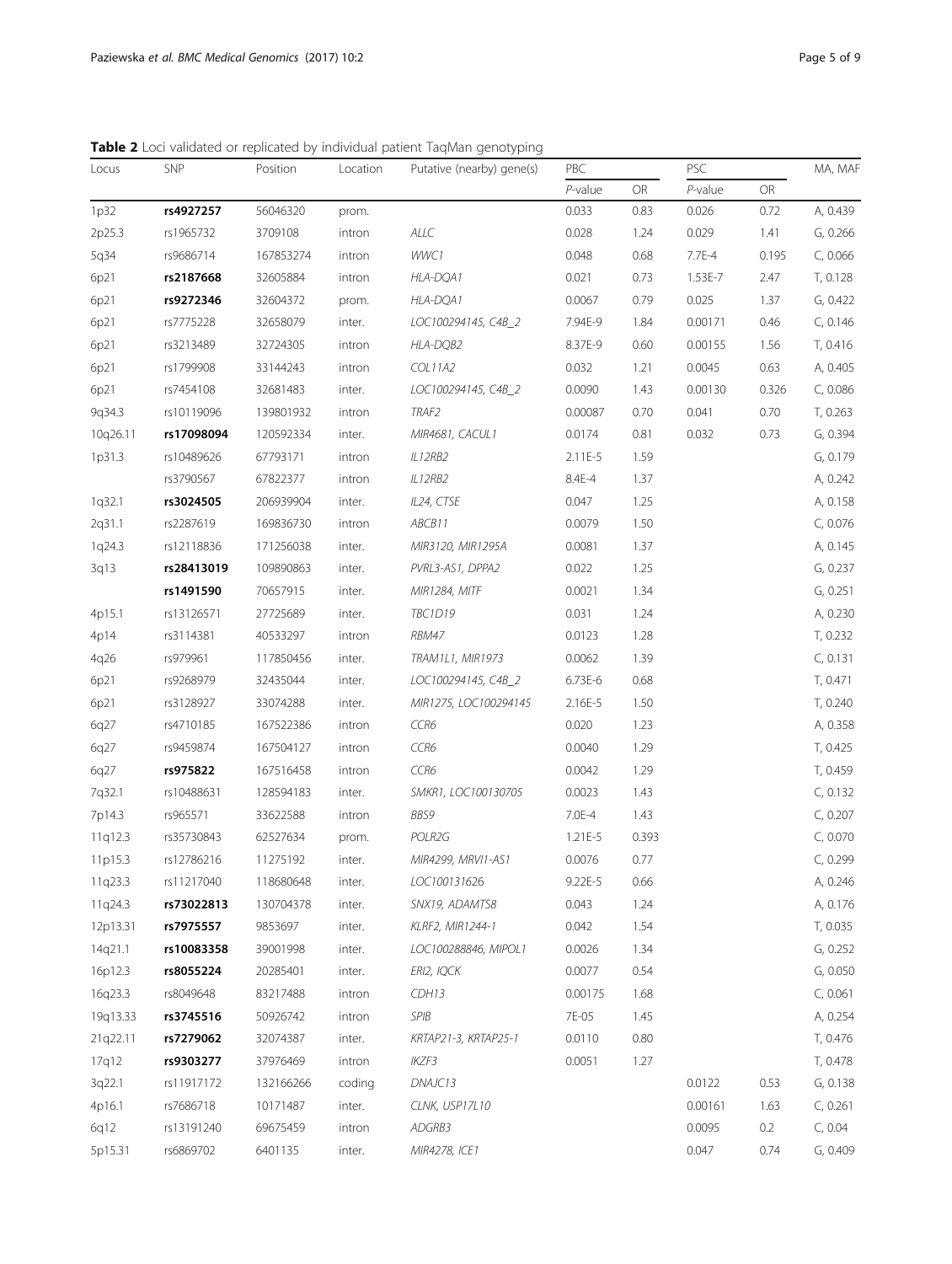**Table 2** Loci validated or replicated by individual patient TaqMan genotyping

| Locus | SNP | Position | Location | Putative (nearby) gene(s) | PBC | | PSC | | MA, MAF |
|---|---|---|---|---|---|---|---|---|---|
| | | | | | *P*-value | OR | *P*-value | OR | |
| 1p32 | **rs4927257** | 56046320 | prom. | | 0.033 | 0.83 | 0.026 | 0.72 | A, 0.439 |
| 2p25.3 | rs1965732 | 3709108 | intron | *ALLC* | 0.028 | 1.24 | 0.029 | 1.41 | G, 0.266 |
| 5q34 | rs9686714 | 167853274 | intron | *WWC1* | 0.048 | 0.68 | 7.7E-4 | 0.195 | C, 0.066 |
| 6p21 | **rs2187668** | 32605884 | intron | *HLA-DQA1* | 0.021 | 0.73 | 1.53E-7 | 2.47 | T, 0.128 |
| 6p21 | **rs9272346** | 32604372 | prom. | *HLA-DQA1* | 0.0067 | 0.79 | 0.025 | 1.37 | G, 0.422 |
| 6p21 | rs7775228 | 32658079 | inter. | *LOC100294145, C4B_2* | 7.94E-9 | 1.84 | 0.00171 | 0.46 | C, 0.146 |
| 6p21 | rs3213489 | 32724305 | intron | *HLA-DQB2* | 8.37E-9 | 0.60 | 0.00155 | 1.56 | T, 0.416 |
| 6p21 | rs1799908 | 33144243 | intron | *COL11A2* | 0.032 | 1.21 | 0.0045 | 0.63 | A, 0.405 |
| 6p21 | rs7454108 | 32681483 | inter. | *LOC100294145, C4B_2* | 0.0090 | 1.43 | 0.00130 | 0.326 | C, 0.086 |
| 9q34.3 | rs10119096 | 139801932 | intron | *TRAF2* | 0.00087 | 0.70 | 0.041 | 0.70 | T, 0.263 |
| 10q26.11 | **rs17098094** | 120592334 | inter. | *MIR4681, CACUL1* | 0.0174 | 0.81 | 0.032 | 0.73 | G, 0.394 |
| 1p31.3 | rs10489626 | 67793171 | intron | *IL12RB2* | 2.11E-5 | 1.59 | | | G, 0.179 |
| | rs3790567 | 67822377 | intron | *IL12RB2* | 8.4E-4 | 1.37 | | | A, 0.242 |
| 1q32.1 | **rs3024505** | 206939904 | inter. | *IL24, CTSE* | 0.047 | 1.25 | | | A, 0.158 |
| 2q31.1 | rs2287619 | 169836730 | intron | *ABCB11* | 0.0079 | 1.50 | | | C, 0.076 |
| 1q24.3 | rs12118836 | 171256038 | inter. | *MIR3120, MIR1295A* | 0.0081 | 1.37 | | | A, 0.145 |
| 3q13 | **rs28413019** | 109890863 | inter. | *PVRL3-AS1, DPPA2* | 0.022 | 1.25 | | | G, 0.237 |
| | **rs1491590** | 70657915 | inter. | *MIR1284, MITF* | 0.0021 | 1.34 | | | G, 0.251 |
| 4p15.1 | rs13126571 | 27725689 | inter. | *TBC1D19* | 0.031 | 1.24 | | | A, 0.230 |
| 4p14 | rs3114381 | 40533297 | intron | *RBM47* | 0.0123 | 1.28 | | | T, 0.232 |
| 4q26 | rs979961 | 117850456 | inter. | *TRAM1L1, MIR1973* | 0.0062 | 1.39 | | | C, 0.131 |
| 6p21 | rs9268979 | 32435044 | inter. | *LOC100294145, C4B_2* | 6.73E-6 | 0.68 | | | T, 0.471 |
| 6p21 | rs3128927 | 33074288 | inter. | *MIR1275, LOC100294145* | 2.16E-5 | 1.50 | | | T, 0.240 |
| 6q27 | rs4710185 | 167522386 | intron | *CCR6* | 0.020 | 1.23 | | | A, 0.358 |
| 6q27 | rs9459874 | 167504127 | intron | *CCR6* | 0.0040 | 1.29 | | | T, 0.425 |
| 6q27 | **rs975822** | 167516458 | intron | *CCR6* | 0.0042 | 1.29 | | | T, 0.459 |
| 7q32.1 | rs10488631 | 128594183 | inter. | *SMKR1, LOC100130705* | 0.0023 | 1.43 | | | C, 0.132 |
| 7p14.3 | rs965571 | 33622588 | intron | *BBS9* | 7.0E-4 | 1.43 | | | C, 0.207 |
| 11q12.3 | rs35730843 | 62527634 | prom. | *POLR2G* | 1.21E-5 | 0.393 | | | C, 0.070 |
| 11p15.3 | rs12786216 | 11275192 | inter. | *MIR4299, MRVI1-AS1* | 0.0076 | 0.77 | | | C, 0.299 |
| 11q23.3 | rs11217040 | 118680648 | inter. | *LOC100131626* | 9.22E-5 | 0.66 | | | A, 0.246 |
| 11q24.3 | **rs73022813** | 130704378 | inter. | *SNX19, ADAMTS8* | 0.043 | 1.24 | | | A, 0.176 |
| 12p13.31 | **rs7975557** | 9853697 | inter. | *KLRF2, MIR1244-1* | 0.042 | 1.54 | | | T, 0.035 |
| 14q21.1 | **rs10083358** | 39001998 | inter. | *LOC100288846, MIPOL1* | 0.0026 | 1.34 | | | G, 0.252 |
| 16p12.3 | **rs8055224** | 20285401 | inter. | *ERI2, IQCK* | 0.0077 | 0.54 | | | G, 0.050 |
| 16q23.3 | rs8049648 | 83217488 | intron | *CDH13* | 0.00175 | 1.68 | | | C, 0.061 |
| 19q13.33 | **rs3745516** | 50926742 | intron | *SPIB* | 7E-05 | 1.45 | | | A, 0.254 |
| 21q22.11 | **rs7279062** | 32074387 | inter. | *KRTAP21-3, KRTAP25-1* | 0.0110 | 0.80 | | | T, 0.476 |
| 17q12 | **rs9303277** | 37976469 | intron | *IKZF3* | 0.0051 | 1.27 | | | T, 0.478 |
| 3q22.1 | rs11917172 | 132166266 | coding | *DNAJC13* | | | 0.0122 | 0.53 | G, 0.138 |
| 4p16.1 | rs7686718 | 10171487 | inter. | *CLNK, USP17L10* | | | 0.00161 | 1.63 | C, 0.261 |
| 6q12 | rs13191240 | 69675459 | intron | *ADGRB3* | | | 0.0095 | 0.2 | C, 0.04 |
| 5p15.31 | rs6869702 | 6401135 | inter. | *MIR4278, ICE1* | | | 0.047 | 0.74 | G, 0.409 |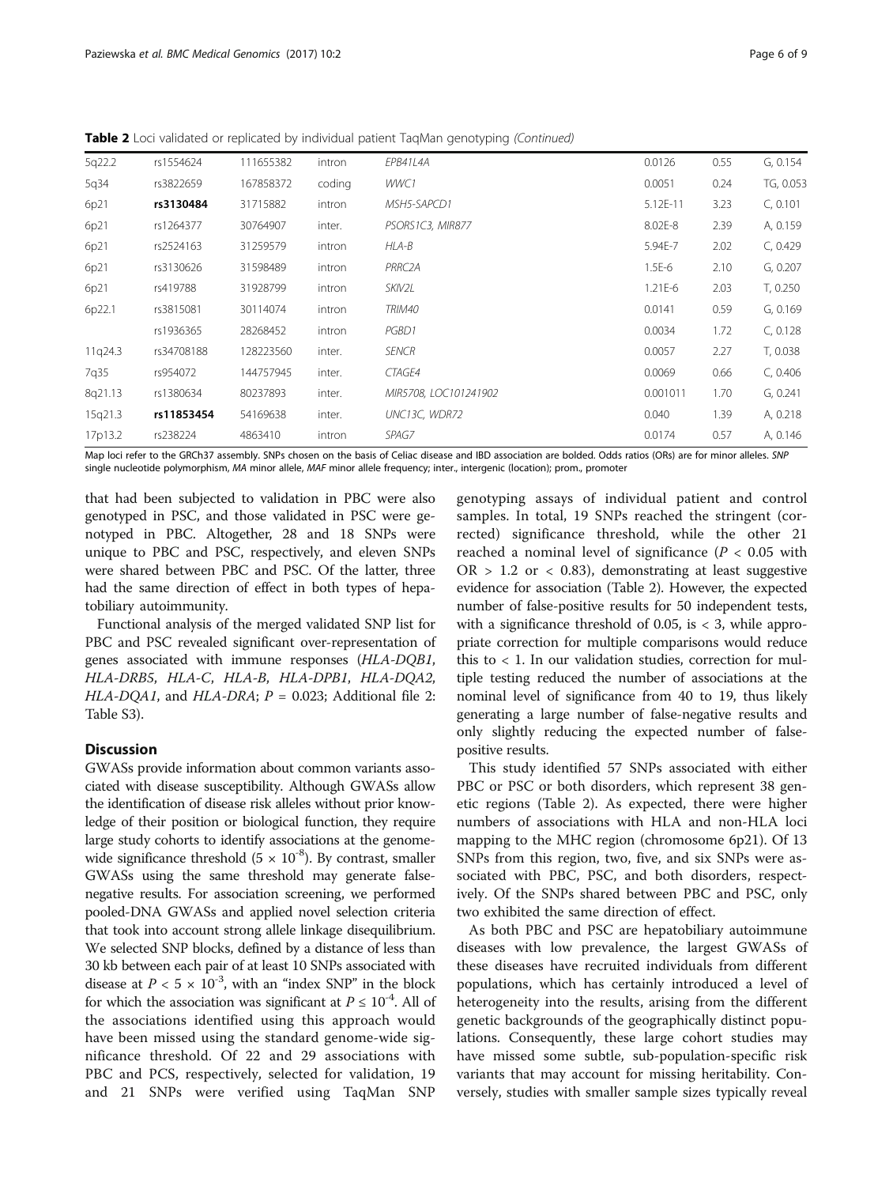**Table 2** Loci validated or replicated by individual patient TaqMan genotyping *(Continued)*

| | | | | | | | |
|---|---|---|---|---|---|---|---|
| 5q22.2 | rs1554624 | 111655382 | intron | *EPB41L4A* | 0.0126 | 0.55 | G, 0.154 |
| 5q34 | rs3822659 | 167858372 | coding | *WWC1* | 0.0051 | 0.24 | TG, 0.053 |
| 6p21 | **rs3130484** | 31715882 | intron | *MSH5-SAPCD1* | 5.12E-11 | 3.23 | C, 0.101 |
| 6p21 | rs1264377 | 30764907 | inter. | *PSORS1C3, MIR877* | 8.02E-8 | 2.39 | A, 0.159 |
| 6p21 | rs2524163 | 31259579 | intron | *HLA-B* | 5.94E-7 | 2.02 | C, 0.429 |
| 6p21 | rs3130626 | 31598489 | intron | *PRRC2A* | 1.5E-6 | 2.10 | G, 0.207 |
| 6p21 | rs419788 | 31928799 | intron | *SKIV2L* | 1.21E-6 | 2.03 | T, 0.250 |
| 6p22.1 | rs3815081 | 30114074 | intron | *TRIM40* | 0.0141 | 0.59 | G, 0.169 |
| | rs1936365 | 28268452 | intron | *PGBD1* | 0.0034 | 1.72 | C, 0.128 |
| 11q24.3 | rs34708188 | 128223560 | inter. | *SENCR* | 0.0057 | 2.27 | T, 0.038 |
| 7q35 | rs954072 | 144757945 | inter. | *CTAGE4* | 0.0069 | 0.66 | C, 0.406 |
| 8q21.13 | rs1380634 | 80237893 | inter. | *MIR5708, LOC101241902* | 0.001011 | 1.70 | G, 0.241 |
| 15q21.3 | **rs11853454** | 54169638 | inter. | *UNC13C, WDR72* | 0.040 | 1.39 | A, 0.218 |
| 17p13.2 | rs238224 | 4863410 | intron | *SPAG7* | 0.0174 | 0.57 | A, 0.146 |

Map loci refer to the GRCh37 assembly. SNPs chosen on the basis of Celiac disease and IBD association are bolded. Odds ratios (ORs) are for minor alleles. *SNP* single nucleotide polymorphism, *MA* minor allele, *MAF* minor allele frequency; inter., intergenic (location); prom., promoter

that had been subjected to validation in PBC were also genotyped in PSC, and those validated in PSC were genotyped in PBC. Altogether, 28 and 18 SNPs were unique to PBC and PSC, respectively, and eleven SNPs were shared between PBC and PSC. Of the latter, three had the same direction of effect in both types of hepatobiliary autoimmunity.

Functional analysis of the merged validated SNP list for PBC and PSC revealed significant over-representation of genes associated with immune responses (*HLA-DQB1*, *HLA-DRB5*, *HLA-C*, *HLA-B*, *HLA-DPB1*, *HLA-DQA2*, *HLA-DQA1*, and *HLA-DRA*; $P = 0.023$; Additional file 2: Table S3).

## Discussion

GWASs provide information about common variants associated with disease susceptibility. Although GWASs allow the identification of disease risk alleles without prior knowledge of their position or biological function, they require large study cohorts to identify associations at the genome-wide significance threshold ($5 \times 10^{-8}$). By contrast, smaller GWASs using the same threshold may generate false-negative results. For association screening, we performed pooled-DNA GWASs and applied novel selection criteria that took into account strong allele linkage disequilibrium. We selected SNP blocks, defined by a distance of less than 30 kb between each pair of at least 10 SNPs associated with disease at $P < 5 \times 10^{-3}$, with an "index SNP" in the block for which the association was significant at $P \leq 10^{-4}$. All of the associations identified using this approach would have been missed using the standard genome-wide significance threshold. Of 22 and 29 associations with PBC and PCS, respectively, selected for validation, 19 and 21 SNPs were verified using TaqMan SNP genotyping assays of individual patient and control samples. In total, 19 SNPs reached the stringent (corrected) significance threshold, while the other 21 reached a nominal level of significance ($P < 0.05$ with OR > 1.2 or < 0.83), demonstrating at least suggestive evidence for association (Table 2). However, the expected number of false-positive results for 50 independent tests, with a significance threshold of 0.05, is < 3, while appropriate correction for multiple comparisons would reduce this to < 1. In our validation studies, correction for multiple testing reduced the number of associations at the nominal level of significance from 40 to 19, thus likely generating a large number of false-negative results and only slightly reducing the expected number of false-positive results.

This study identified 57 SNPs associated with either PBC or PSC or both disorders, which represent 38 genetic regions (Table 2). As expected, there were higher numbers of associations with HLA and non-HLA loci mapping to the MHC region (chromosome 6p21). Of 13 SNPs from this region, two, five, and six SNPs were associated with PBC, PSC, and both disorders, respectively. Of the SNPs shared between PBC and PSC, only two exhibited the same direction of effect.

As both PBC and PSC are hepatobiliary autoimmune diseases with low prevalence, the largest GWASs of these diseases have recruited individuals from different populations, which has certainly introduced a level of heterogeneity into the results, arising from the different genetic backgrounds of the geographically distinct populations. Consequently, these large cohort studies may have missed some subtle, sub-population-specific risk variants that may account for missing heritability. Conversely, studies with smaller sample sizes typically reveal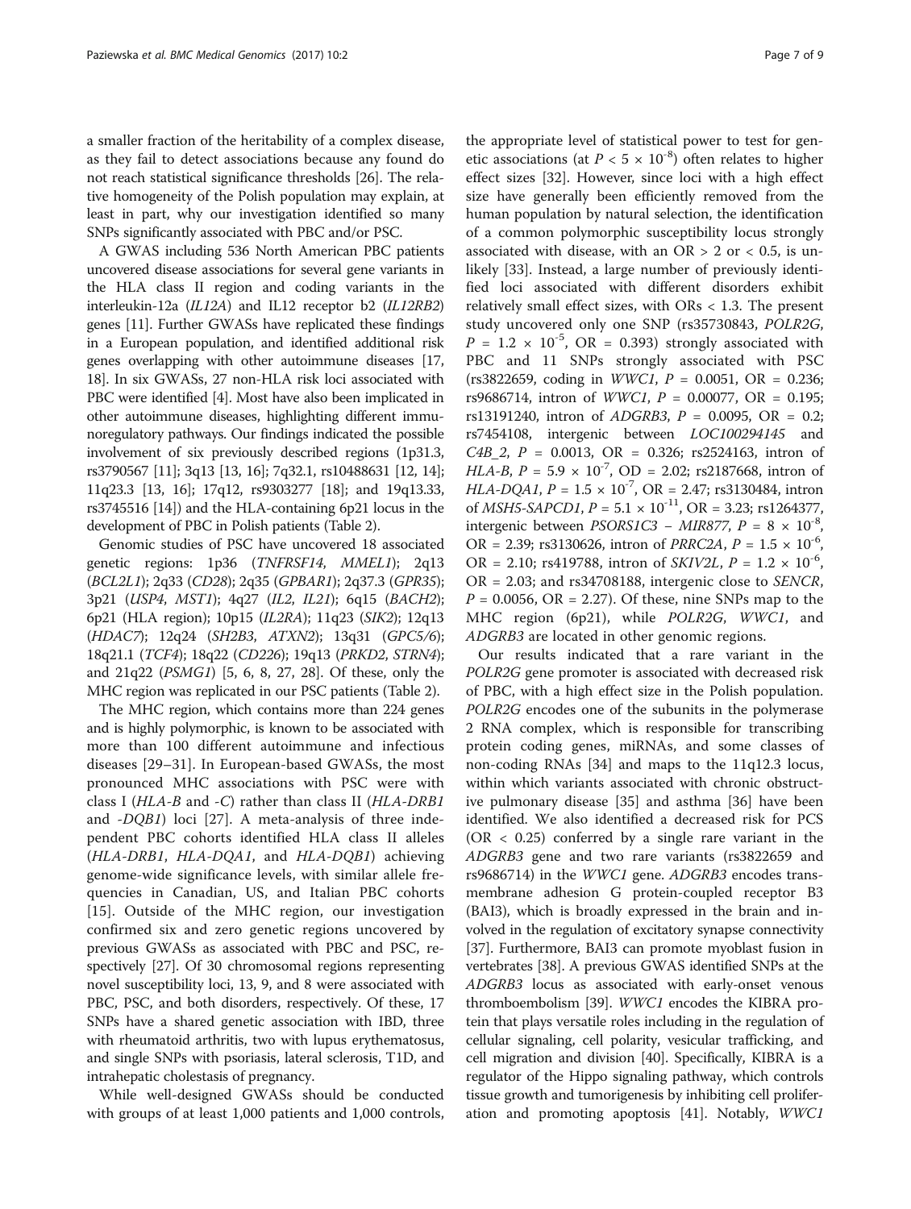a smaller fraction of the heritability of a complex disease, as they fail to detect associations because any found do not reach statistical significance thresholds [26]. The relative homogeneity of the Polish population may explain, at least in part, why our investigation identified so many SNPs significantly associated with PBC and/or PSC.

A GWAS including 536 North American PBC patients uncovered disease associations for several gene variants in the HLA class II region and coding variants in the interleukin-12a (*IL12A*) and IL12 receptor b2 (*IL12RB2*) genes [11]. Further GWASs have replicated these findings in a European population, and identified additional risk genes overlapping with other autoimmune diseases [17, 18]. In six GWASs, 27 non-HLA risk loci associated with PBC were identified [4]. Most have also been implicated in other autoimmune diseases, highlighting different immunoregulatory pathways. Our findings indicated the possible involvement of six previously described regions (1p31.3, rs3790567 [11]; 3q13 [13, 16]; 7q32.1, rs10488631 [12, 14]; 11q23.3 [13, 16]; 17q12, rs9303277 [18]; and 19q13.33, rs3745516 [14]) and the HLA-containing 6p21 locus in the development of PBC in Polish patients (Table 2).

Genomic studies of PSC have uncovered 18 associated genetic regions: 1p36 (*TNFRSF14*, *MMEL1*); 2q13 (*BCL2L1*); 2q33 (*CD28*); 2q35 (*GPBAR1*); 2q37.3 (*GPR35*); 3p21 (*USP4*, *MST1*); 4q27 (*IL2*, *IL21*); 6q15 (*BACH2*); 6p21 (HLA region); 10p15 (*IL2RA*); 11q23 (*SIK2*); 12q13 (*HDAC7*); 12q24 (*SH2B3*, *ATXN2*); 13q31 (*GPC5/6*); 18q21.1 (*TCF4*); 18q22 (*CD226*); 19q13 (*PRKD2*, *STRN4*); and 21q22 (*PSMG1*) [5, 6, 8, 27, 28]. Of these, only the MHC region was replicated in our PSC patients (Table 2).

The MHC region, which contains more than 224 genes and is highly polymorphic, is known to be associated with more than 100 different autoimmune and infectious diseases [29–31]. In European-based GWASs, the most pronounced MHC associations with PSC were with class I (*HLA-B* and *-C*) rather than class II (*HLA-DRB1* and *-DQB1*) loci [27]. A meta-analysis of three independent PBC cohorts identified HLA class II alleles (*HLA-DRB1*, *HLA-DQA1*, and *HLA-DQB1*) achieving genome-wide significance levels, with similar allele frequencies in Canadian, US, and Italian PBC cohorts [15]. Outside of the MHC region, our investigation confirmed six and zero genetic regions uncovered by previous GWASs as associated with PBC and PSC, respectively [27]. Of 30 chromosomal regions representing novel susceptibility loci, 13, 9, and 8 were associated with PBC, PSC, and both disorders, respectively. Of these, 17 SNPs have a shared genetic association with IBD, three with rheumatoid arthritis, two with lupus erythematosus, and single SNPs with psoriasis, lateral sclerosis, T1D, and intrahepatic cholestasis of pregnancy.

While well-designed GWASs should be conducted with groups of at least 1,000 patients and 1,000 controls, the appropriate level of statistical power to test for genetic associations (at $P < 5 \times 10^{-8}$) often relates to higher effect sizes [32]. However, since loci with a high effect size have generally been efficiently removed from the human population by natural selection, the identification of a common polymorphic susceptibility locus strongly associated with disease, with an OR > 2 or < 0.5, is unlikely [33]. Instead, a large number of previously identified loci associated with different disorders exhibit relatively small effect sizes, with ORs < 1.3. The present study uncovered only one SNP (rs35730843, *POLR2G*, $P = 1.2 \times 10^{-5}$, OR = 0.393) strongly associated with PBC and 11 SNPs strongly associated with PSC (rs3822659, coding in *WWC1*, $P = 0.0051$, OR = 0.236; rs9686714, intron of *WWC1*, $P = 0.00077$, OR = 0.195; rs13191240, intron of *ADGRB3*, $P = 0.0095$, OR = 0.2; rs7454108, intergenic between *LOC100294145* and *C4B_2*, $P = 0.0013$, OR = 0.326; rs2524163, intron of *HLA-B*, $P = 5.9 \times 10^{-7}$, OD = 2.02; rs2187668, intron of *HLA-DQA1*, $P = 1.5 \times 10^{-7}$, OR = 2.47; rs3130484, intron of *MSH5-SAPCD1*, $P = 5.1 \times 10^{-11}$, OR = 3.23; rs1264377, intergenic between *PSORS1C3 – MIR877*, $P = 8 \times 10^{-8}$, OR = 2.39; rs3130626, intron of *PRRC2A*, $P = 1.5 \times 10^{-6}$, OR = 2.10; rs419788, intron of *SKIV2L*, $P = 1.2 \times 10^{-6}$, OR = 2.03; and rs34708188, intergenic close to *SENCR*, $P = 0.0056$, OR = 2.27). Of these, nine SNPs map to the MHC region (6p21), while *POLR2G*, *WWC1*, and *ADGRB3* are located in other genomic regions.

Our results indicated that a rare variant in the *POLR2G* gene promoter is associated with decreased risk of PBC, with a high effect size in the Polish population. *POLR2G* encodes one of the subunits in the polymerase 2 RNA complex, which is responsible for transcribing protein coding genes, miRNAs, and some classes of non-coding RNAs [34] and maps to the 11q12.3 locus, within which variants associated with chronic obstructive pulmonary disease [35] and asthma [36] have been identified. We also identified a decreased risk for PCS (OR < 0.25) conferred by a single rare variant in the *ADGRB3* gene and two rare variants (rs3822659 and rs9686714) in the *WWC1* gene. *ADGRB3* encodes transmembrane adhesion G protein-coupled receptor B3 (BAI3), which is broadly expressed in the brain and involved in the regulation of excitatory synapse connectivity [37]. Furthermore, BAI3 can promote myoblast fusion in vertebrates [38]. A previous GWAS identified SNPs at the *ADGRB3* locus as associated with early-onset venous thromboembolism [39]. *WWC1* encodes the KIBRA protein that plays versatile roles including in the regulation of cellular signaling, cell polarity, vesicular trafficking, and cell migration and division [40]. Specifically, KIBRA is a regulator of the Hippo signaling pathway, which controls tissue growth and tumorigenesis by inhibiting cell proliferation and promoting apoptosis [41]. Notably, *WWC1*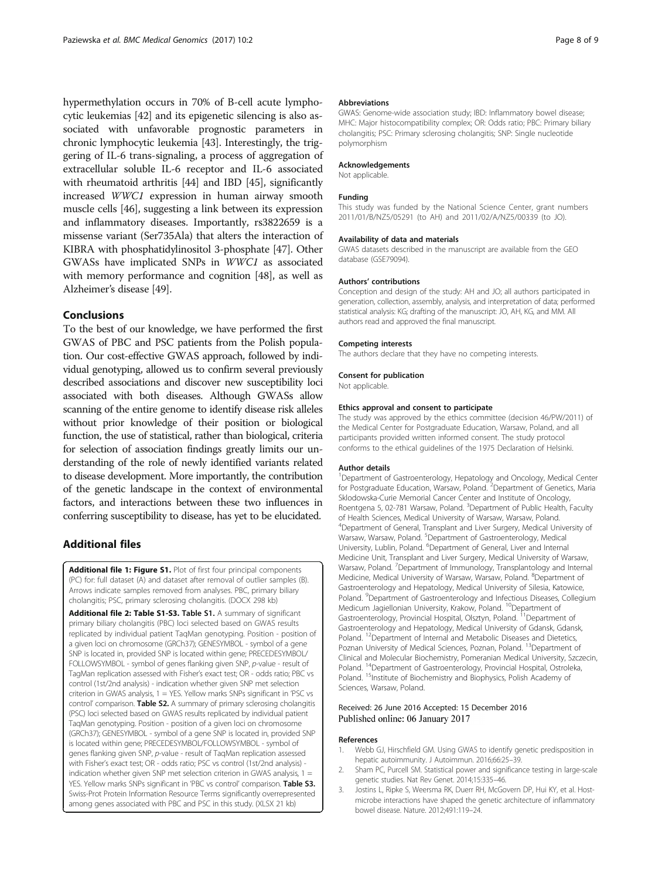hypermethylation occurs in 70% of B-cell acute lymphocytic leukemias [42] and its epigenetic silencing is also associated with unfavorable prognostic parameters in chronic lymphocytic leukemia [43]. Interestingly, the triggering of IL-6 trans-signaling, a process of aggregation of extracellular soluble IL-6 receptor and IL-6 associated with rheumatoid arthritis [44] and IBD [45], significantly increased *WWC1* expression in human airway smooth muscle cells [46], suggesting a link between its expression and inflammatory diseases. Importantly, rs3822659 is a missense variant (Ser735Ala) that alters the interaction of KIBRA with phosphatidylinositol 3-phosphate [47]. Other GWASs have implicated SNPs in *WWC1* as associated with memory performance and cognition [48], as well as Alzheimer's disease [49].

## Conclusions

To the best of our knowledge, we have performed the first GWAS of PBC and PSC patients from the Polish population. Our cost-effective GWAS approach, followed by individual genotyping, allowed us to confirm several previously described associations and discover new susceptibility loci associated with both diseases. Although GWASs allow scanning of the entire genome to identify disease risk alleles without prior knowledge of their position or biological function, the use of statistical, rather than biological, criteria for selection of association findings greatly limits our understanding of the role of newly identified variants related to disease development. More importantly, the contribution of the genetic landscape in the context of environmental factors, and interactions between these two influences in conferring susceptibility to disease, has yet to be elucidated.

## Additional files

**Additional file 1: Figure S1.** Plot of first four principal components (PC) for: full dataset (A) and dataset after removal of outlier samples (B). Arrows indicate samples removed from analyses. PBC, primary biliary cholangitis; PSC, primary sclerosing cholangitis. (DOCX 298 kb)

**Additional file 2: Table S1-S3. Table S1.** A summary of significant primary biliary cholangitis (PBC) loci selected based on GWAS results replicated by individual patient TaqMan genotyping. Position - position of a given loci on chromosome (GRCh37); GENESYMBOL - symbol of a gene SNP is located in, provided SNP is located within gene; PRECEDESYMBOL/FOLLOWSYMBOL - symbol of genes flanking given SNP, *p*-value - result of TagMan replication assessed with Fisher's exact test; OR - odds ratio; PBC vs control (1st/2nd analysis) - indication whether given SNP met selection criterion in GWAS analysis, 1 = YES. Yellow marks SNPs significant in 'PSC vs control' comparison. **Table S2.** A summary of primary sclerosing cholangitis (PSC) loci selected based on GWAS results replicated by individual patient TaqMan genotyping. Position - position of a given loci on chromosome (GRCh37); GENESYMBOL - symbol of a gene SNP is located in, provided SNP is located within gene; PRECEDESYMBOL/FOLLOWSYMBOL - symbol of genes flanking given SNP, *p*-value - result of TaqMan replication assessed with Fisher's exact test; OR - odds ratio; PSC vs control (1st/2nd analysis) - indication whether given SNP met selection criterion in GWAS analysis, 1 = YES. Yellow marks SNPs significant in 'PBC vs control' comparison. **Table S3.** Swiss-Prot Protein Information Resource Terms significantly overrepresented among genes associated with PBC and PSC in this study. (XLSX 21 kb)

#### Abbreviations

GWAS: Genome-wide association study; IBD: Inflammatory bowel disease; MHC: Major histocompatibility complex; OR: Odds ratio; PBC: Primary biliary cholangitis; PSC: Primary sclerosing cholangitis; SNP: Single nucleotide polymorphism

#### Acknowledgements

Not applicable.

#### Funding

This study was funded by the National Science Center, grant numbers 2011/01/B/NZ5/05291 (to AH) and 2011/02/A/NZ5/00339 (to JO).

#### Availability of data and materials

GWAS datasets described in the manuscript are available from the GEO database (GSE79094).

#### Authors' contributions

Conception and design of the study: AH and JO; all authors participated in generation, collection, assembly, analysis, and interpretation of data; performed statistical analysis: KG; drafting of the manuscript: JO, AH, KG, and MM. All authors read and approved the final manuscript.

#### Competing interests

The authors declare that they have no competing interests.

#### Consent for publication

Not applicable.

#### Ethics approval and consent to participate

The study was approved by the ethics committee (decision 46/PW/2011) of the Medical Center for Postgraduate Education, Warsaw, Poland, and all participants provided written informed consent. The study protocol conforms to the ethical guidelines of the 1975 Declaration of Helsinki.

#### Author details

[1]Department of Gastroenterology, Hepatology and Oncology, Medical Center for Postgraduate Education, Warsaw, Poland. [2]Department of Genetics, Maria Sklodowska-Curie Memorial Cancer Center and Institute of Oncology, Roentgena 5, 02-781 Warsaw, Poland. [3]Department of Public Health, Faculty of Health Sciences, Medical University of Warsaw, Warsaw, Poland. [4]Department of General, Transplant and Liver Surgery, Medical University of Warsaw, Warsaw, Poland. [5]Department of Gastroenterology, Medical University, Lublin, Poland. [6]Department of General, Liver and Internal Medicine Unit, Transplant and Liver Surgery, Medical University of Warsaw, Warsaw, Poland. [7]Department of Immunology, Transplantology and Internal Medicine, Medical University of Warsaw, Warsaw, Poland. [8]Department of Gastroenterology and Hepatology, Medical University of Silesia, Katowice, Poland. [9]Department of Gastroenterology and Infectious Diseases, Collegium Medicum Jagiellonian University, Krakow, Poland. [10]Department of Gastroenterology, Provincial Hospital, Olsztyn, Poland. [11]Department of Gastroenterology and Hepatology, Medical University of Gdansk, Gdansk, Poland. [12]Department of Internal and Metabolic Diseases and Dietetics, Poznan University of Medical Sciences, Poznan, Poland. [13]Department of Clinical and Molecular Biochemistry, Pomeranian Medical University, Szczecin, Poland. [14]Department of Gastroenterology, Provincial Hospital, Ostroleka, Poland. [15]Institute of Biochemistry and Biophysics, Polish Academy of Sciences, Warsaw, Poland.

Received: 26 June 2016 Accepted: 15 December 2016
Published online: 06 January 2017

#### References

1. Webb GJ, Hirschfield GM. Using GWAS to identify genetic predisposition in hepatic autoimmunity. J Autoimmun. 2016;66:25–39.
2. Sham PC, Purcell SM. Statistical power and significance testing in large-scale genetic studies. Nat Rev Genet. 2014;15:335–46.
3. Jostins L, Ripke S, Weersma RK, Duerr RH, McGovern DP, Hui KY, et al. Host-microbe interactions have shaped the genetic architecture of inflammatory bowel disease. Nature. 2012;491:119–24.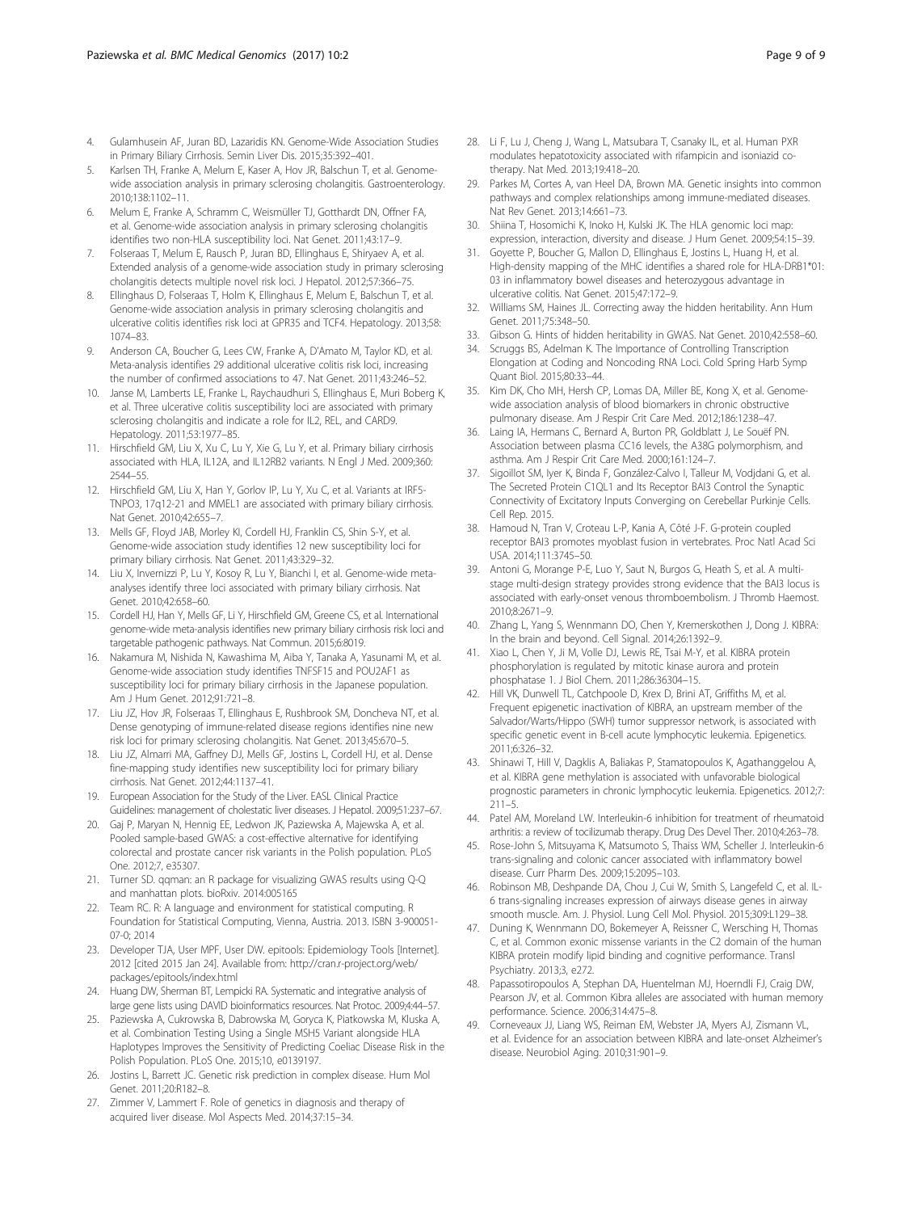4. Gulamhusein AF, Juran BD, Lazaridis KN. Genome-Wide Association Studies in Primary Biliary Cirrhosis. Semin Liver Dis. 2015;35:392–401.
5. Karlsen TH, Franke A, Melum E, Kaser A, Hov JR, Balschun T, et al. Genome-wide association analysis in primary sclerosing cholangitis. Gastroenterology. 2010;138:1102–11.
6. Melum E, Franke A, Schramm C, Weismüller TJ, Gotthardt DN, Offner FA, et al. Genome-wide association analysis in primary sclerosing cholangitis identifies two non-HLA susceptibility loci. Nat Genet. 2011;43:17–9.
7. Folseraas T, Melum E, Rausch P, Juran BD, Ellinghaus E, Shiryaev A, et al. Extended analysis of a genome-wide association study in primary sclerosing cholangitis detects multiple novel risk loci. J Hepatol. 2012;57:366–75.
8. Ellinghaus D, Folseraas T, Holm K, Ellinghaus E, Melum E, Balschun T, et al. Genome-wide association analysis in primary sclerosing cholangitis and ulcerative colitis identifies risk loci at GPR35 and TCF4. Hepatology. 2013;58:1074–83.
9. Anderson CA, Boucher G, Lees CW, Franke A, D'Amato M, Taylor KD, et al. Meta-analysis identifies 29 additional ulcerative colitis risk loci, increasing the number of confirmed associations to 47. Nat Genet. 2011;43:246–52.
10. Janse M, Lamberts LE, Franke L, Raychaudhuri S, Ellinghaus E, Muri Boberg K, et al. Three ulcerative colitis susceptibility loci are associated with primary sclerosing cholangitis and indicate a role for IL2, REL, and CARD9. Hepatology. 2011;53:1977–85.
11. Hirschfield GM, Liu X, Xu C, Lu Y, Xie G, Lu Y, et al. Primary biliary cirrhosis associated with HLA, IL12A, and IL12RB2 variants. N Engl J Med. 2009;360:2544–55.
12. Hirschfield GM, Liu X, Han Y, Gorlov IP, Lu Y, Xu C, et al. Variants at IRF5-TNPO3, 17q12-21 and MMEL1 are associated with primary biliary cirrhosis. Nat Genet. 2010;42:655–7.
13. Mells GF, Floyd JAB, Morley KI, Cordell HJ, Franklin CS, Shin S-Y, et al. Genome-wide association study identifies 12 new susceptibility loci for primary biliary cirrhosis. Nat Genet. 2011;43:329–32.
14. Liu X, Invernizzi P, Lu Y, Kosoy R, Lu Y, Bianchi I, et al. Genome-wide meta-analyses identify three loci associated with primary biliary cirrhosis. Nat Genet. 2010;42:658–60.
15. Cordell HJ, Han Y, Mells GF, Li Y, Hirschfield GM, Greene CS, et al. International genome-wide meta-analysis identifies new primary biliary cirrhosis risk loci and targetable pathogenic pathways. Nat Commun. 2015;6:8019.
16. Nakamura M, Nishida N, Kawashima M, Aiba Y, Tanaka A, Yasunami M, et al. Genome-wide association study identifies TNFSF15 and POU2AF1 as susceptibility loci for primary biliary cirrhosis in the Japanese population. Am J Hum Genet. 2012;91:721–8.
17. Liu JZ, Hov JR, Folseraas T, Ellinghaus E, Rushbrook SM, Doncheva NT, et al. Dense genotyping of immune-related disease regions identifies nine new risk loci for primary sclerosing cholangitis. Nat Genet. 2013;45:670–5.
18. Liu JZ, Almarri MA, Gaffney DJ, Mells GF, Jostins L, Cordell HJ, et al. Dense fine-mapping study identifies new susceptibility loci for primary biliary cirrhosis. Nat Genet. 2012;44:1137–41.
19. European Association for the Study of the Liver. EASL Clinical Practice Guidelines: management of cholestatic liver diseases. J Hepatol. 2009;51:237–67.
20. Gaj P, Maryan N, Hennig EE, Ledwon JK, Paziewska A, Majewska A, et al. Pooled sample-based GWAS: a cost-effective alternative for identifying colorectal and prostate cancer risk variants in the Polish population. PLoS One. 2012;7, e35307.
21. Turner SD. qqman: an R package for visualizing GWAS results using Q-Q and manhattan plots. bioRxiv. 2014:005165
22. Team RC. R: A language and environment for statistical computing. R Foundation for Statistical Computing, Vienna, Austria. 2013. ISBN 3-900051-07-0; 2014
23. Developer TJA, User MPF, User DW. epitools: Epidemiology Tools [Internet]. 2012 [cited 2015 Jan 24]. Available from: http://cran.r-project.org/web/packages/epitools/index.html
24. Huang DW, Sherman BT, Lempicki RA. Systematic and integrative analysis of large gene lists using DAVID bioinformatics resources. Nat Protoc. 2009;4:44–57.
25. Paziewska A, Cukrowska B, Dabrowska M, Goryca K, Piatkowska M, Kluska A, et al. Combination Testing Using a Single MSH5 Variant alongside HLA Haplotypes Improves the Sensitivity of Predicting Coeliac Disease Risk in the Polish Population. PLoS One. 2015;10, e0139197.
26. Jostins L, Barrett JC. Genetic risk prediction in complex disease. Hum Mol Genet. 2011;20:R182–8.
27. Zimmer V, Lammert F. Role of genetics in diagnosis and therapy of acquired liver disease. Mol Aspects Med. 2014;37:15–34.
28. Li F, Lu J, Cheng J, Wang L, Matsubara T, Csanaky IL, et al. Human PXR modulates hepatotoxicity associated with rifampicin and isoniazid co-therapy. Nat Med. 2013;19:418–20.
29. Parkes M, Cortes A, van Heel DA, Brown MA. Genetic insights into common pathways and complex relationships among immune-mediated diseases. Nat Rev Genet. 2013;14:661–73.
30. Shiina T, Hosomichi K, Inoko H, Kulski JK. The HLA genomic loci map: expression, interaction, diversity and disease. J Hum Genet. 2009;54:15–39.
31. Goyette P, Boucher G, Mallon D, Ellinghaus E, Jostins L, Huang H, et al. High-density mapping of the MHC identifies a shared role for HLA-DRB1*01:03 in inflammatory bowel diseases and heterozygous advantage in ulcerative colitis. Nat Genet. 2015;47:172–9.
32. Williams SM, Haines JL. Correcting away the hidden heritability. Ann Hum Genet. 2011;75:348–50.
33. Gibson G. Hints of hidden heritability in GWAS. Nat Genet. 2010;42:558–60.
34. Scruggs BS, Adelman K. The Importance of Controlling Transcription Elongation at Coding and Noncoding RNA Loci. Cold Spring Harb Symp Quant Biol. 2015;80:33–44.
35. Kim DK, Cho MH, Hersh CP, Lomas DA, Miller BE, Kong X, et al. Genome-wide association analysis of blood biomarkers in chronic obstructive pulmonary disease. Am J Respir Crit Care Med. 2012;186:1238–47.
36. Laing IA, Hermans C, Bernard A, Burton PR, Goldblatt J, Le Souëf PN. Association between plasma CC16 levels, the A38G polymorphism, and asthma. Am J Respir Crit Care Med. 2000;161:124–7.
37. Sigoillot SM, Iyer K, Binda F, González-Calvo I, Talleur M, Vodjdani G, et al. The Secreted Protein C1QL1 and Its Receptor BAI3 Control the Synaptic Connectivity of Excitatory Inputs Converging on Cerebellar Purkinje Cells. Cell Rep. 2015.
38. Hamoud N, Tran V, Croteau L-P, Kania A, Côté J-F. G-protein coupled receptor BAI3 promotes myoblast fusion in vertebrates. Proc Natl Acad Sci USA. 2014;111:3745–50.
39. Antoni G, Morange P-E, Luo Y, Saut N, Burgos G, Heath S, et al. A multi-stage multi-design strategy provides strong evidence that the BAI3 locus is associated with early-onset venous thromboembolism. J Thromb Haemost. 2010;8:2671–9.
40. Zhang L, Yang S, Wennmann DO, Chen Y, Kremerskothen J, Dong J. KIBRA: In the brain and beyond. Cell Signal. 2014;26:1392–9.
41. Xiao L, Chen Y, Ji M, Volle DJ, Lewis RE, Tsai M-Y, et al. KIBRA protein phosphorylation is regulated by mitotic kinase aurora and protein phosphatase 1. J Biol Chem. 2011;286:36304–15.
42. Hill VK, Dunwell TL, Catchpoole D, Krex D, Brini AT, Griffiths M, et al. Frequent epigenetic inactivation of KIBRA, an upstream member of the Salvador/Warts/Hippo (SWH) tumor suppressor network, is associated with specific genetic event in B-cell acute lymphocytic leukemia. Epigenetics. 2011;6:326–32.
43. Shinawi T, Hill V, Dagklis A, Baliakas P, Stamatopoulos K, Agathanggelou A, et al. KIBRA gene methylation is associated with unfavorable biological prognostic parameters in chronic lymphocytic leukemia. Epigenetics. 2012;7:211–5.
44. Patel AM, Moreland LW. Interleukin-6 inhibition for treatment of rheumatoid arthritis: a review of tocilizumab therapy. Drug Des Devel Ther. 2010;4:263–78.
45. Rose-John S, Mitsuyama K, Matsumoto S, Thaiss WM, Scheller J. Interleukin-6 trans-signaling and colonic cancer associated with inflammatory bowel disease. Curr Pharm Des. 2009;15:2095–103.
46. Robinson MB, Deshpande DA, Chou J, Cui W, Smith S, Langefeld C, et al. IL-6 trans-signaling increases expression of airways disease genes in airway smooth muscle. Am. J. Physiol. Lung Cell Mol. Physiol. 2015;309:L129–38.
47. Duning K, Wennmann DO, Bokemeyer A, Reissner C, Wersching H, Thomas C, et al. Common exonic missense variants in the C2 domain of the human KIBRA protein modify lipid binding and cognitive performance. Transl Psychiatry. 2013;3, e272.
48. Papassotiropoulos A, Stephan DA, Huentelman MJ, Hoerndli FJ, Craig DW, Pearson JV, et al. Common Kibra alleles are associated with human memory performance. Science. 2006;314:475–8.
49. Corneveaux JJ, Liang WS, Reiman EM, Webster JA, Myers AJ, Zismann VL, et al. Evidence for an association between KIBRA and late-onset Alzheimer's disease. Neurobiol Aging. 2010;31:901–9.